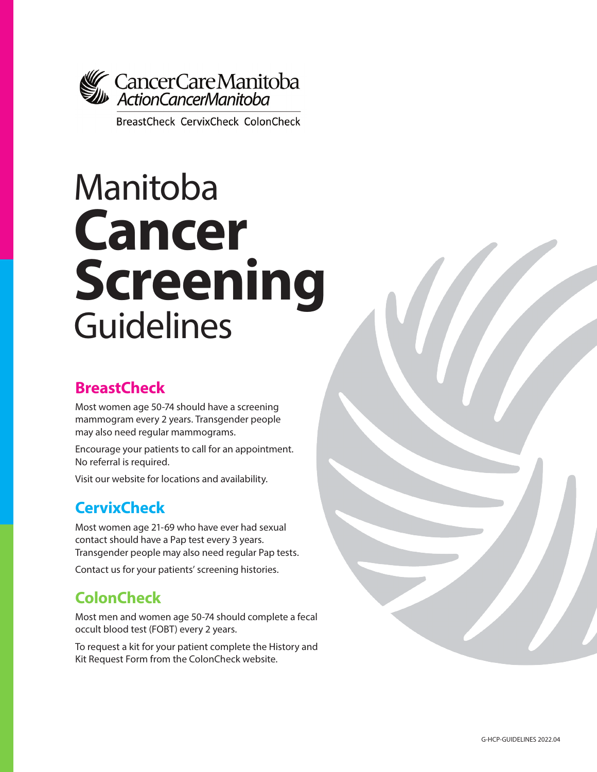CancerCare Manitoba
*ActionCancerManitoba*

BreastCheck CervixCheck ColonCheck

# Manitoba **Cancer Screening** Guidelines

## BreastCheck

Most women age 50-74 should have a screening mammogram every 2 years. Transgender people may also need regular mammograms.

Encourage your patients to call for an appointment. No referral is required.

Visit our website for locations and availability.

## CervixCheck

Most women age 21-69 who have ever had sexual contact should have a Pap test every 3 years. Transgender people may also need regular Pap tests.

Contact us for your patients' screening histories.

## ColonCheck

Most men and women age 50-74 should complete a fecal occult blood test (FOBT) every 2 years.

To request a kit for your patient complete the History and Kit Request Form from the ColonCheck website.

G-HCP-GUIDELINES 2022.04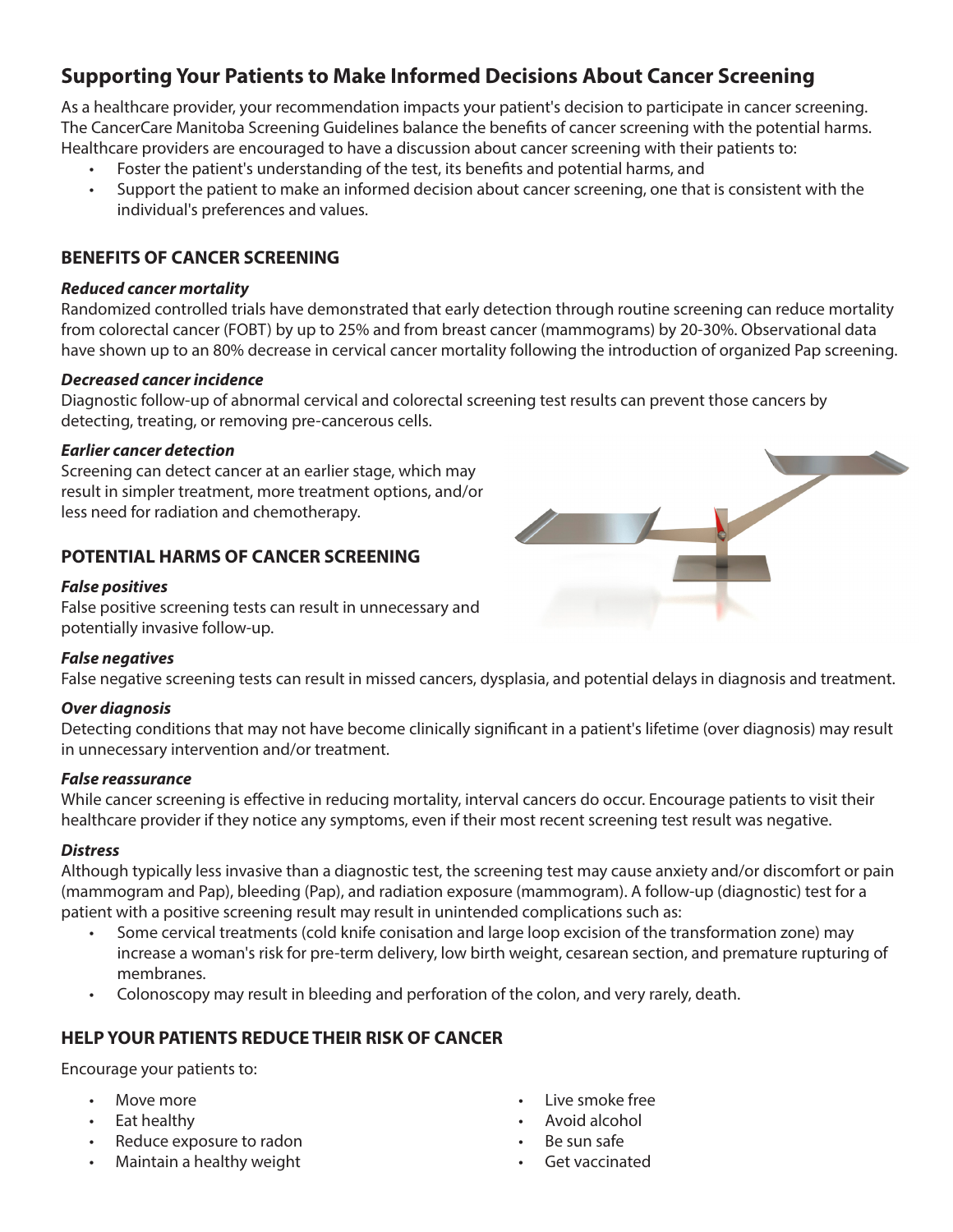# Supporting Your Patients to Make Informed Decisions About Cancer Screening

As a healthcare provider, your recommendation impacts your patient's decision to participate in cancer screening. The CancerCare Manitoba Screening Guidelines balance the benefits of cancer screening with the potential harms. Healthcare providers are encouraged to have a discussion about cancer screening with their patients to:

- Foster the patient's understanding of the test, its benefits and potential harms, and
- Support the patient to make an informed decision about cancer screening, one that is consistent with the individual's preferences and values.

## BENEFITS OF CANCER SCREENING

***Reduced cancer mortality***

Randomized controlled trials have demonstrated that early detection through routine screening can reduce mortality from colorectal cancer (FOBT) by up to 25% and from breast cancer (mammograms) by 20-30%. Observational data have shown up to an 80% decrease in cervical cancer mortality following the introduction of organized Pap screening.

***Decreased cancer incidence***

Diagnostic follow-up of abnormal cervical and colorectal screening test results can prevent those cancers by detecting, treating, or removing pre-cancerous cells.

***Earlier cancer detection***

Screening can detect cancer at an earlier stage, which may result in simpler treatment, more treatment options, and/or less need for radiation and chemotherapy.

## POTENTIAL HARMS OF CANCER SCREENING

***False positives***

False positive screening tests can result in unnecessary and potentially invasive follow-up.

***False negatives***

False negative screening tests can result in missed cancers, dysplasia, and potential delays in diagnosis and treatment.

***Over diagnosis***

Detecting conditions that may not have become clinically significant in a patient's lifetime (over diagnosis) may result in unnecessary intervention and/or treatment.

***False reassurance***

While cancer screening is effective in reducing mortality, interval cancers do occur. Encourage patients to visit their healthcare provider if they notice any symptoms, even if their most recent screening test result was negative.

***Distress***

Although typically less invasive than a diagnostic test, the screening test may cause anxiety and/or discomfort or pain (mammogram and Pap), bleeding (Pap), and radiation exposure (mammogram). A follow-up (diagnostic) test for a patient with a positive screening result may result in unintended complications such as:

- Some cervical treatments (cold knife conisation and large loop excision of the transformation zone) may increase a woman's risk for pre-term delivery, low birth weight, cesarean section, and premature rupturing of membranes.
- Colonoscopy may result in bleeding and perforation of the colon, and very rarely, death.

## HELP YOUR PATIENTS REDUCE THEIR RISK OF CANCER

Encourage your patients to:

- Move more
- Eat healthy
- Reduce exposure to radon
- Maintain a healthy weight
- Live smoke free
- Avoid alcohol
- Be sun safe
- Get vaccinated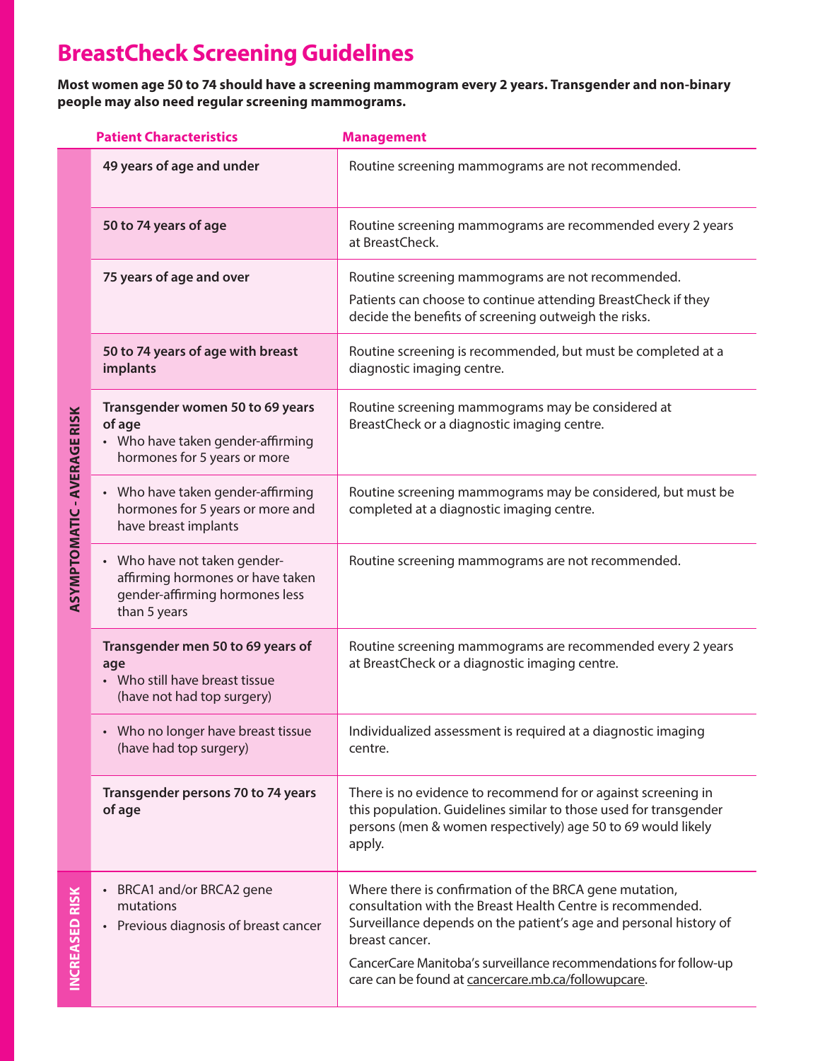# BreastCheck Screening Guidelines

**Most women age 50 to 74 should have a screening mammogram every 2 years. Transgender and non-binary people may also need regular screening mammograms.**

| | Patient Characteristics | Management |
|---|---|---|
| ASYMPTOMATIC - AVERAGE RISK | **49 years of age and under** | Routine screening mammograms are not recommended. |
| | **50 to 74 years of age** | Routine screening mammograms are recommended every 2 years at BreastCheck. |
| | **75 years of age and over** | Routine screening mammograms are not recommended. Patients can choose to continue attending BreastCheck if they decide the benefits of screening outweigh the risks. |
| | **50 to 74 years of age with breast implants** | Routine screening is recommended, but must be completed at a diagnostic imaging centre. |
| | **Transgender women 50 to 69 years of age** • Who have taken gender-affirming hormones for 5 years or more | Routine screening mammograms may be considered at BreastCheck or a diagnostic imaging centre. |
| | • Who have taken gender-affirming hormones for 5 years or more and have breast implants | Routine screening mammograms may be considered, but must be completed at a diagnostic imaging centre. |
| | • Who have not taken gender-affirming hormones or have taken gender-affirming hormones less than 5 years | Routine screening mammograms are not recommended. |
| | **Transgender men 50 to 69 years of age** • Who still have breast tissue (have not had top surgery) | Routine screening mammograms are recommended every 2 years at BreastCheck or a diagnostic imaging centre. |
| | • Who no longer have breast tissue (have had top surgery) | Individualized assessment is required at a diagnostic imaging centre. |
| | **Transgender persons 70 to 74 years of age** | There is no evidence to recommend for or against screening in this population. Guidelines similar to those used for transgender persons (men & women respectively) age 50 to 69 would likely apply. |
| INCREASED RISK | • BRCA1 and/or BRCA2 gene mutations • Previous diagnosis of breast cancer | Where there is confirmation of the BRCA gene mutation, consultation with the Breast Health Centre is recommended. Surveillance depends on the patient's age and personal history of breast cancer. CancerCare Manitoba's surveillance recommendations for follow-up care can be found at cancercare.mb.ca/followupcare. |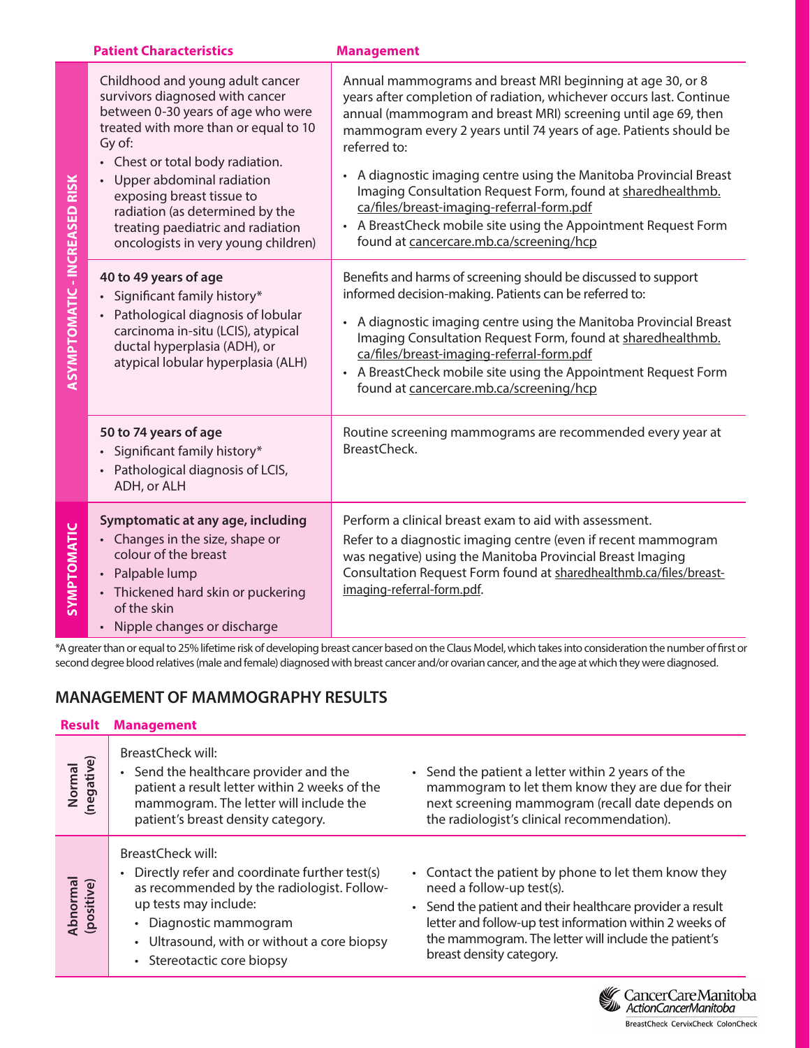| | Patient Characteristics | Management |
|---|---|---|
| ASYMPTOMATIC - INCREASED RISK | Childhood and young adult cancer survivors diagnosed with cancer between 0-30 years of age who were treated with more than or equal to 10 Gy of: <br>• Chest or total body radiation. <br>• Upper abdominal radiation exposing breast tissue to radiation (as determined by the treating paediatric and radiation oncologists in very young children) | Annual mammograms and breast MRI beginning at age 30, or 8 years after completion of radiation, whichever occurs last. Continue annual (mammogram and breast MRI) screening until age 69, then mammogram every 2 years until 74 years of age. Patients should be referred to: <br>• A diagnostic imaging centre using the Manitoba Provincial Breast Imaging Consultation Request Form, found at sharedhealthmb.ca/files/breast-imaging-referral-form.pdf <br>• A BreastCheck mobile site using the Appointment Request Form found at cancercare.mb.ca/screening/hcp |
| | **40 to 49 years of age** <br>• Significant family history* <br>• Pathological diagnosis of lobular carcinoma in-situ (LCIS), atypical ductal hyperplasia (ADH), or atypical lobular hyperplasia (ALH) | Benefits and harms of screening should be discussed to support informed decision-making. Patients can be referred to: <br>• A diagnostic imaging centre using the Manitoba Provincial Breast Imaging Consultation Request Form, found at sharedhealthmb.ca/files/breast-imaging-referral-form.pdf <br>• A BreastCheck mobile site using the Appointment Request Form found at cancercare.mb.ca/screening/hcp |
| | **50 to 74 years of age** <br>• Significant family history* <br>• Pathological diagnosis of LCIS, ADH, or ALH | Routine screening mammograms are recommended every year at BreastCheck. |
| SYMPTOMATIC | **Symptomatic at any age, including** <br>• Changes in the size, shape or colour of the breast <br>• Palpable lump <br>• Thickened hard skin or puckering of the skin <br>• Nipple changes or discharge | Perform a clinical breast exam to aid with assessment. <br>Refer to a diagnostic imaging centre (even if recent mammogram was negative) using the Manitoba Provincial Breast Imaging Consultation Request Form found at sharedhealthmb.ca/files/breast-imaging-referral-form.pdf. |

*A greater than or equal to 25% lifetime risk of developing breast cancer based on the Claus Model, which takes into consideration the number of first or second degree blood relatives (male and female) diagnosed with breast cancer and/or ovarian cancer, and the age at which they were diagnosed.

## MANAGEMENT OF MAMMOGRAPHY RESULTS

| Result | Management | |
|---|---|---|
| Normal (negative) | BreastCheck will: <br>• Send the healthcare provider and the patient a result letter within 2 weeks of the mammogram. The letter will include the patient's breast density category. | • Send the patient a letter within 2 years of the mammogram to let them know they are due for their next screening mammogram (recall date depends on the radiologist's clinical recommendation). |
| Abnormal (positive) | BreastCheck will: <br>• Directly refer and coordinate further test(s) as recommended by the radiologist. Follow-up tests may include: <br>  • Diagnostic mammogram <br>  • Ultrasound, with or without a core biopsy <br>  • Stereotactic core biopsy | • Contact the patient by phone to let them know they need a follow-up test(s). <br>• Send the patient and their healthcare provider a result letter and follow-up test information within 2 weeks of the mammogram. The letter will include the patient's breast density category. |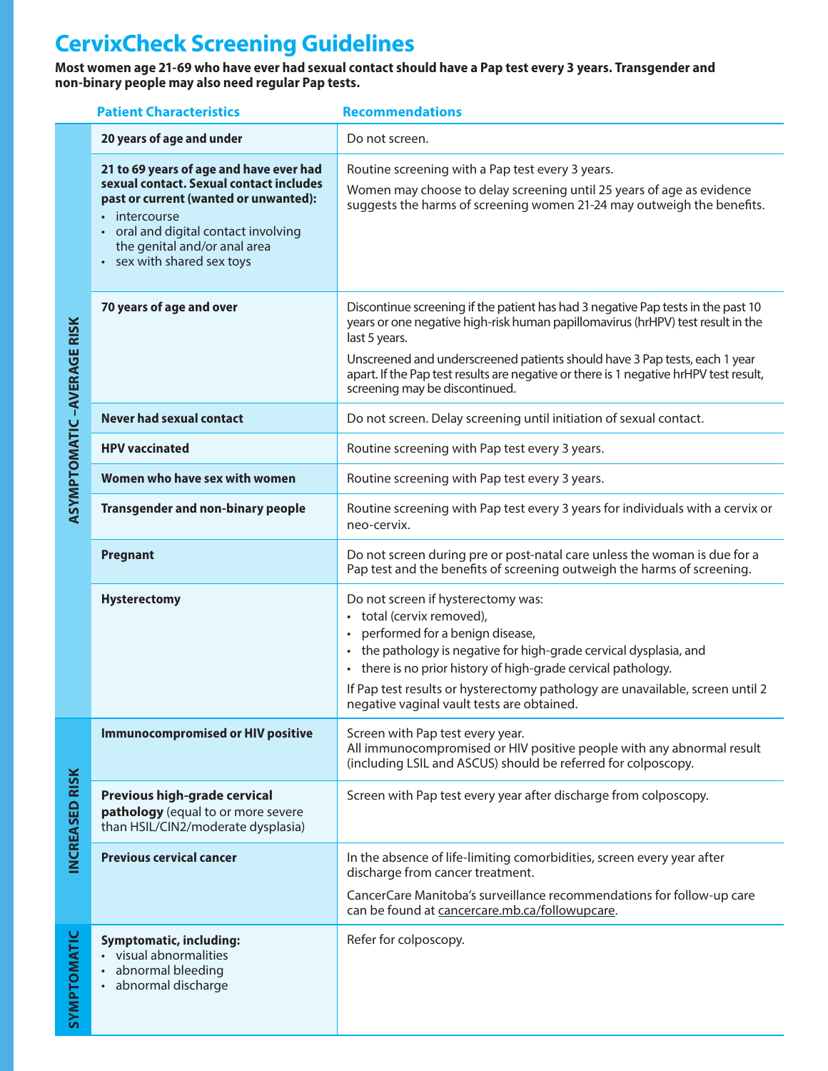# CervixCheck Screening Guidelines

**Most women age 21-69 who have ever had sexual contact should have a Pap test every 3 years. Transgender and non-binary people may also need regular Pap tests.**

| | Patient Characteristics | Recommendations |
|---|---|---|
| ASYMPTOMATIC –AVERAGE RISK | **20 years of age and under** | Do not screen. |
| | **21 to 69 years of age and have ever had sexual contact. Sexual contact includes past or current (wanted or unwanted):**<br>• intercourse<br>• oral and digital contact involving the genital and/or anal area<br>• sex with shared sex toys | Routine screening with a Pap test every 3 years.<br>Women may choose to delay screening until 25 years of age as evidence suggests the harms of screening women 21-24 may outweigh the benefits. |
| | **70 years of age and over** | Discontinue screening if the patient has had 3 negative Pap tests in the past 10 years or one negative high-risk human papillomavirus (hrHPV) test result in the last 5 years.<br>Unscreened and underscreened patients should have 3 Pap tests, each 1 year apart. If the Pap test results are negative or there is 1 negative hrHPV test result, screening may be discontinued. |
| | **Never had sexual contact** | Do not screen. Delay screening until initiation of sexual contact. |
| | **HPV vaccinated** | Routine screening with Pap test every 3 years. |
| | **Women who have sex with women** | Routine screening with Pap test every 3 years. |
| | **Transgender and non-binary people** | Routine screening with Pap test every 3 years for individuals with a cervix or neo-cervix. |
| | **Pregnant** | Do not screen during pre or post-natal care unless the woman is due for a Pap test and the benefits of screening outweigh the harms of screening. |
| | **Hysterectomy** | Do not screen if hysterectomy was:<br>• total (cervix removed),<br>• performed for a benign disease,<br>• the pathology is negative for high-grade cervical dysplasia, and<br>• there is no prior history of high-grade cervical pathology.<br>If Pap test results or hysterectomy pathology are unavailable, screen until 2 negative vaginal vault tests are obtained. |
| INCREASED RISK | **Immunocompromised or HIV positive** | Screen with Pap test every year.<br>All immunocompromised or HIV positive people with any abnormal result (including LSIL and ASCUS) should be referred for colposcopy. |
| | **Previous high-grade cervical pathology** (equal to or more severe than HSIL/CIN2/moderate dysplasia) | Screen with Pap test every year after discharge from colposcopy. |
| | **Previous cervical cancer** | In the absence of life-limiting comorbidities, screen every year after discharge from cancer treatment.<br>CancerCare Manitoba's surveillance recommendations for follow-up care can be found at cancercare.mb.ca/followupcare. |
| SYMPTOMATIC | **Symptomatic, including:**<br>• visual abnormalities<br>• abnormal bleeding<br>• abnormal discharge | Refer for colposcopy. |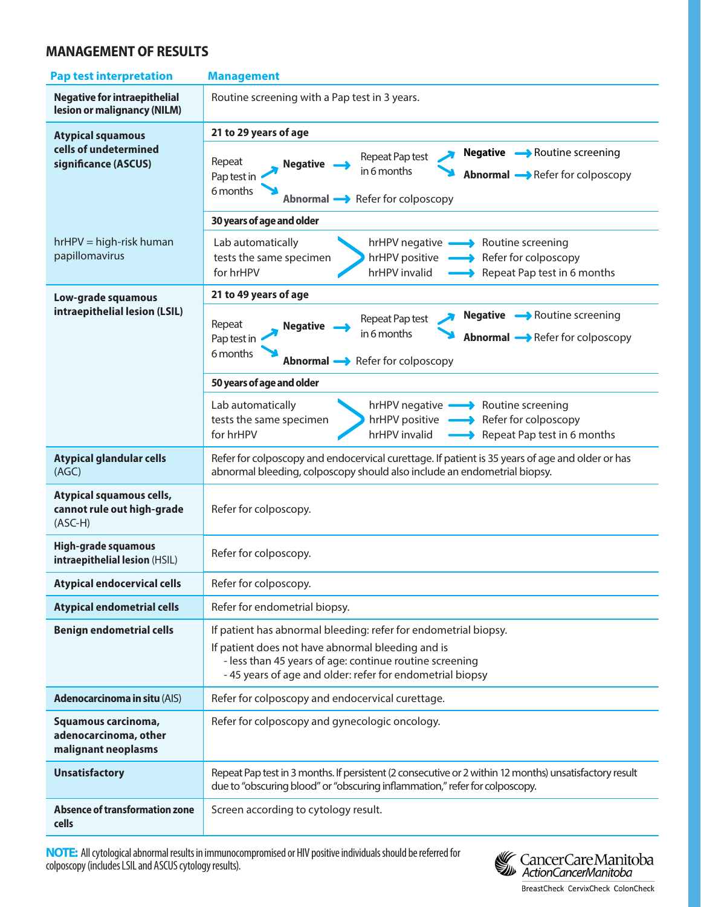## MANAGEMENT OF RESULTS

| Pap test interpretation | Management |
|---|---|
| **Negative for intraepithelial lesion or malignancy (NILM)** | Routine screening with a Pap test in 3 years. |
| **Atypical squamous cells of undetermined significance (ASCUS)**<br><br>hrHPV = high-risk human papillomavirus | **21 to 29 years of age**<br>Repeat Pap test in 6 months → **Negative** → Repeat Pap test in 6 months → **Negative** → Routine screening; **Abnormal** → Refer for colposcopy<br>Repeat Pap test in 6 months → **Abnormal** → Refer for colposcopy<br><br>**30 years of age and older**<br>Lab automatically tests the same specimen for hrHPV:<br>hrHPV negative → Routine screening<br>hrHPV positive → Refer for colposcopy<br>hrHPV invalid → Repeat Pap test in 6 months |
| **Low-grade squamous intraepithelial lesion (LSIL)** | **21 to 49 years of age**<br>Repeat Pap test in 6 months → **Negative** → Repeat Pap test in 6 months → **Negative** → Routine screening; **Abnormal** → Refer for colposcopy<br>Repeat Pap test in 6 months → **Abnormal** → Refer for colposcopy<br><br>**50 years of age and older**<br>Lab automatically tests the same specimen for hrHPV:<br>hrHPV negative → Routine screening<br>hrHPV positive → Refer for colposcopy<br>hrHPV invalid → Repeat Pap test in 6 months |
| **Atypical glandular cells** (AGC) | Refer for colposcopy and endocervical curettage. If patient is 35 years of age and older or has abnormal bleeding, colposcopy should also include an endometrial biopsy. |
| **Atypical squamous cells, cannot rule out high-grade** (ASC-H) | Refer for colposcopy. |
| **High-grade squamous intraepithelial lesion** (HSIL) | Refer for colposcopy. |
| **Atypical endocervical cells** | Refer for colposcopy. |
| **Atypical endometrial cells** | Refer for endometrial biopsy. |
| **Benign endometrial cells** | If patient has abnormal bleeding: refer for endometrial biopsy.<br>If patient does not have abnormal bleeding and is<br>- less than 45 years of age: continue routine screening<br>- 45 years of age and older: refer for endometrial biopsy |
| **Adenocarcinoma in situ** (AIS) | Refer for colposcopy and endocervical curettage. |
| **Squamous carcinoma, adenocarcinoma, other malignant neoplasms** | Refer for colposcopy and gynecologic oncology. |
| **Unsatisfactory** | Repeat Pap test in 3 months. If persistent (2 consecutive or 2 within 12 months) unsatisfactory result due to "obscuring blood" or "obscuring inflammation," refer for colposcopy. |
| **Absence of transformation zone cells** | Screen according to cytology result. |

**NOTE:** All cytological abnormal results in immunocompromised or HIV positive individuals should be referred for colposcopy (includes LSIL and ASCUS cytology results).

CancerCare Manitoba
ActionCancerManitoba
BreastCheck CervixCheck ColonCheck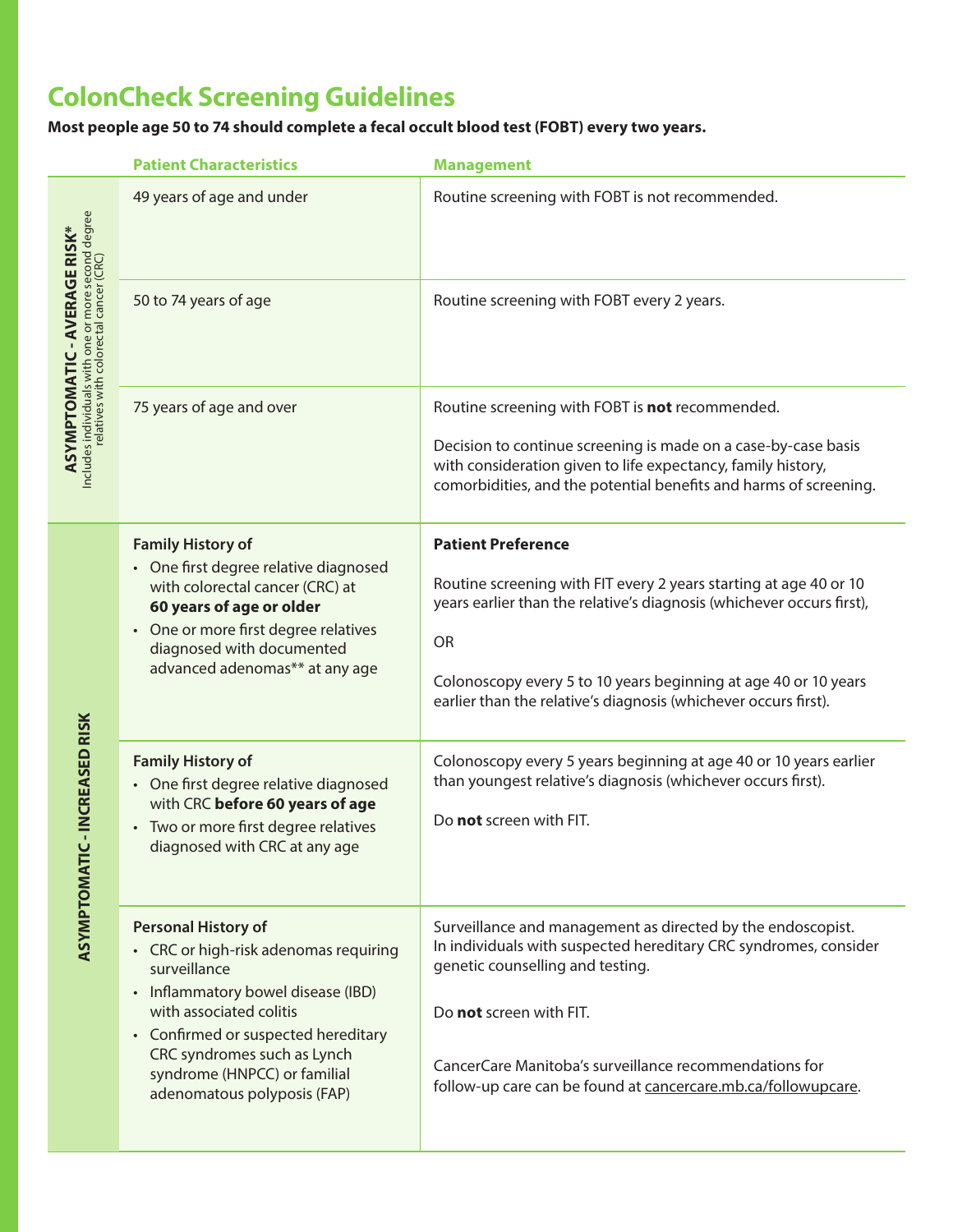# ColonCheck Screening Guidelines

**Most people age 50 to 74 should complete a fecal occult blood test (FOBT) every two years.**

| | Patient Characteristics | Management |
|---|---|---|
| **ASYMPTOMATIC - AVERAGE RISK*** Includes individuals with one or more second degree relatives with colorectal cancer (CRC) | 49 years of age and under | Routine screening with FOBT is not recommended. |
| | 50 to 74 years of age | Routine screening with FOBT every 2 years. |
| | 75 years of age and over | Routine screening with FOBT is **not** recommended.<br><br>Decision to continue screening is made on a case-by-case basis with consideration given to life expectancy, family history, comorbidities, and the potential benefits and harms of screening. |
| **ASYMPTOMATIC - INCREASED RISK** | **Family History of**<br>• One first degree relative diagnosed with colorectal cancer (CRC) at **60 years of age or older**<br>• One or more first degree relatives diagnosed with documented advanced adenomas** at any age | **Patient Preference**<br><br>Routine screening with FIT every 2 years starting at age 40 or 10 years earlier than the relative's diagnosis (whichever occurs first),<br><br>OR<br><br>Colonoscopy every 5 to 10 years beginning at age 40 or 10 years earlier than the relative's diagnosis (whichever occurs first). |
| | **Family History of**<br>• One first degree relative diagnosed with CRC **before 60 years of age**<br>• Two or more first degree relatives diagnosed with CRC at any age | Colonoscopy every 5 years beginning at age 40 or 10 years earlier than youngest relative's diagnosis (whichever occurs first).<br><br>Do **not** screen with FIT. |
| | **Personal History of**<br>• CRC or high-risk adenomas requiring surveillance<br>• Inflammatory bowel disease (IBD) with associated colitis<br>• Confirmed or suspected hereditary CRC syndromes such as Lynch syndrome (HNPCC) or familial adenomatous polyposis (FAP) | Surveillance and management as directed by the endoscopist. In individuals with suspected hereditary CRC syndromes, consider genetic counselling and testing.<br><br>Do **not** screen with FIT.<br><br>CancerCare Manitoba's surveillance recommendations for follow-up care can be found at cancercare.mb.ca/followupcare. |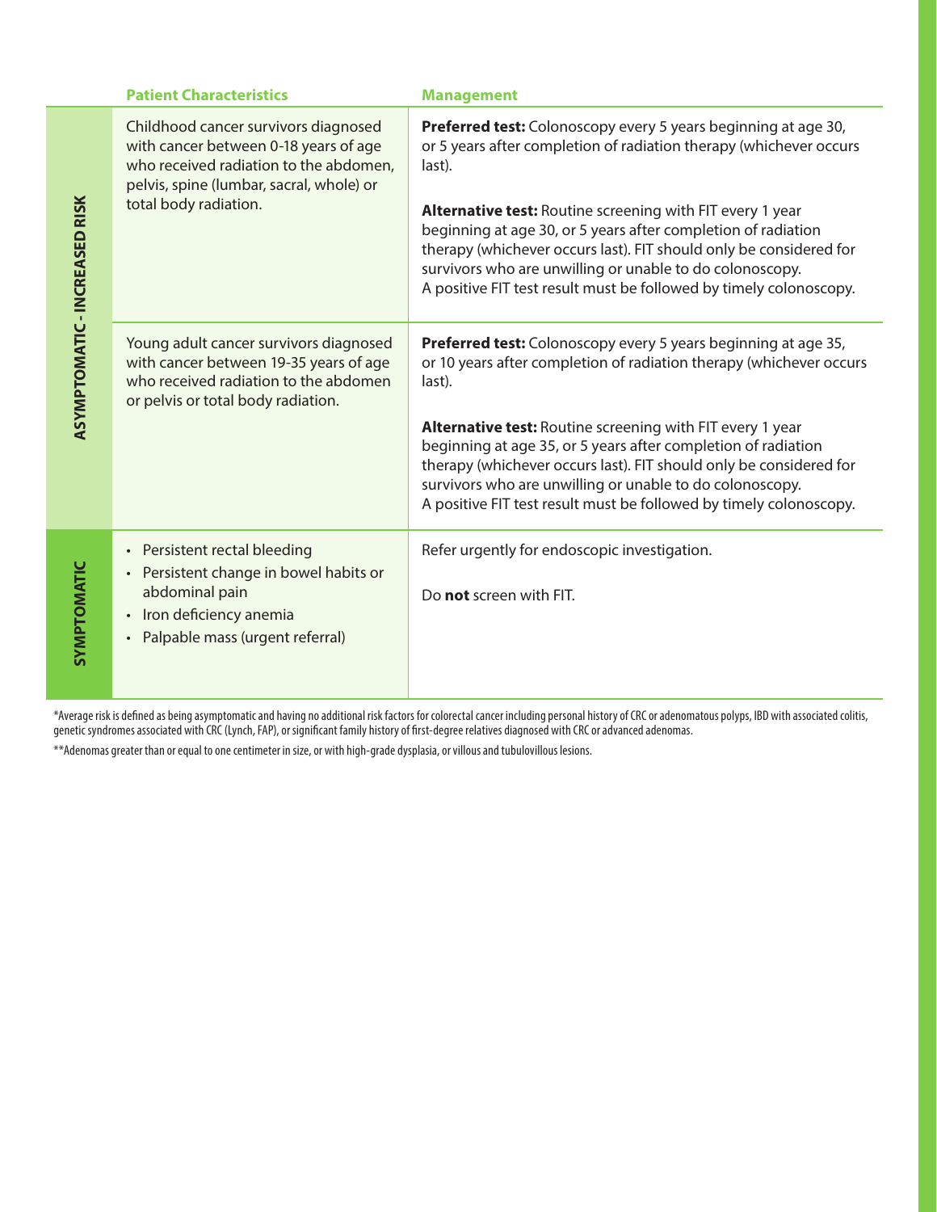| | Patient Characteristics | Management |
|---|---|---|
| ASYMPTOMATIC - INCREASED RISK | Childhood cancer survivors diagnosed with cancer between 0-18 years of age who received radiation to the abdomen, pelvis, spine (lumbar, sacral, whole) or total body radiation. | **Preferred test:** Colonoscopy every 5 years beginning at age 30, or 5 years after completion of radiation therapy (whichever occurs last).<br><br>**Alternative test:** Routine screening with FIT every 1 year beginning at age 30, or 5 years after completion of radiation therapy (whichever occurs last). FIT should only be considered for survivors who are unwilling or unable to do colonoscopy. A positive FIT test result must be followed by timely colonoscopy. |
| | Young adult cancer survivors diagnosed with cancer between 19-35 years of age who received radiation to the abdomen or pelvis or total body radiation. | **Preferred test:** Colonoscopy every 5 years beginning at age 35, or 10 years after completion of radiation therapy (whichever occurs last).<br><br>**Alternative test:** Routine screening with FIT every 1 year beginning at age 35, or 5 years after completion of radiation therapy (whichever occurs last). FIT should only be considered for survivors who are unwilling or unable to do colonoscopy. A positive FIT test result must be followed by timely colonoscopy. |
| SYMPTOMATIC | • Persistent rectal bleeding<br>• Persistent change in bowel habits or abdominal pain<br>• Iron deficiency anemia<br>• Palpable mass (urgent referral) | Refer urgently for endoscopic investigation.<br><br>Do **not** screen with FIT. |

*Average risk is defined as being asymptomatic and having no additional risk factors for colorectal cancer including personal history of CRC or adenomatous polyps, IBD with associated colitis, genetic syndromes associated with CRC (Lynch, FAP), or significant family history of first-degree relatives diagnosed with CRC or advanced adenomas.

**Adenomas greater than or equal to one centimeter in size, or with high-grade dysplasia, or villous and tubulovillous lesions.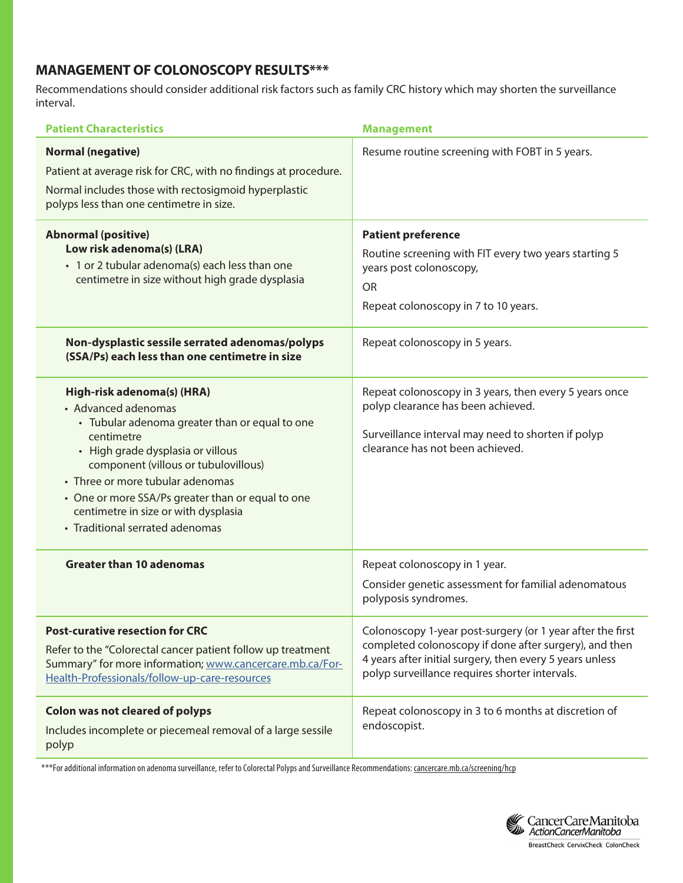## MANAGEMENT OF COLONOSCOPY RESULTS***

Recommendations should consider additional risk factors such as family CRC history which may shorten the surveillance interval.

| Patient Characteristics | Management |
|---|---|
| **Normal (negative)**<br>Patient at average risk for CRC, with no findings at procedure.<br>Normal includes those with rectosigmoid hyperplastic polyps less than one centimetre in size. | Resume routine screening with FOBT in 5 years. |
| **Abnormal (positive)**<br>**Low risk adenoma(s) (LRA)**<br>• 1 or 2 tubular adenoma(s) each less than one centimetre in size without high grade dysplasia | **Patient preference**<br>Routine screening with FIT every two years starting 5 years post colonoscopy,<br>OR<br>Repeat colonoscopy in 7 to 10 years. |
| **Non-dysplastic sessile serrated adenomas/polyps (SSA/Ps) each less than one centimetre in size** | Repeat colonoscopy in 5 years. |
| **High-risk adenoma(s) (HRA)**<br>• Advanced adenomas<br>  • Tubular adenoma greater than or equal to one centimetre<br>  • High grade dysplasia or villous component (villous or tubulovillous)<br>• Three or more tubular adenomas<br>• One or more SSA/Ps greater than or equal to one centimetre in size or with dysplasia<br>• Traditional serrated adenomas | Repeat colonoscopy in 3 years, then every 5 years once polyp clearance has been achieved.<br>Surveillance interval may need to shorten if polyp clearance has not been achieved. |
| **Greater than 10 adenomas** | Repeat colonoscopy in 1 year.<br>Consider genetic assessment for familial adenomatous polyposis syndromes. |
| **Post-curative resection for CRC**<br>Refer to the "Colorectal cancer patient follow up treatment Summary" for more information; www.cancercare.mb.ca/For-Health-Professionals/follow-up-care-resources | Colonoscopy 1-year post-surgery (or 1 year after the first completed colonoscopy if done after surgery), and then 4 years after initial surgery, then every 5 years unless polyp surveillance requires shorter intervals. |
| **Colon was not cleared of polyps**<br>Includes incomplete or piecemeal removal of a large sessile polyp | Repeat colonoscopy in 3 to 6 months at discretion of endoscopist. |

***For additional information on adenoma surveillance, refer to Colorectal Polyps and Surveillance Recommendations: cancercare.mb.ca/screening/hcp

CancerCare Manitoba
ActionCancerManitoba
BreastCheck CervixCheck ColonCheck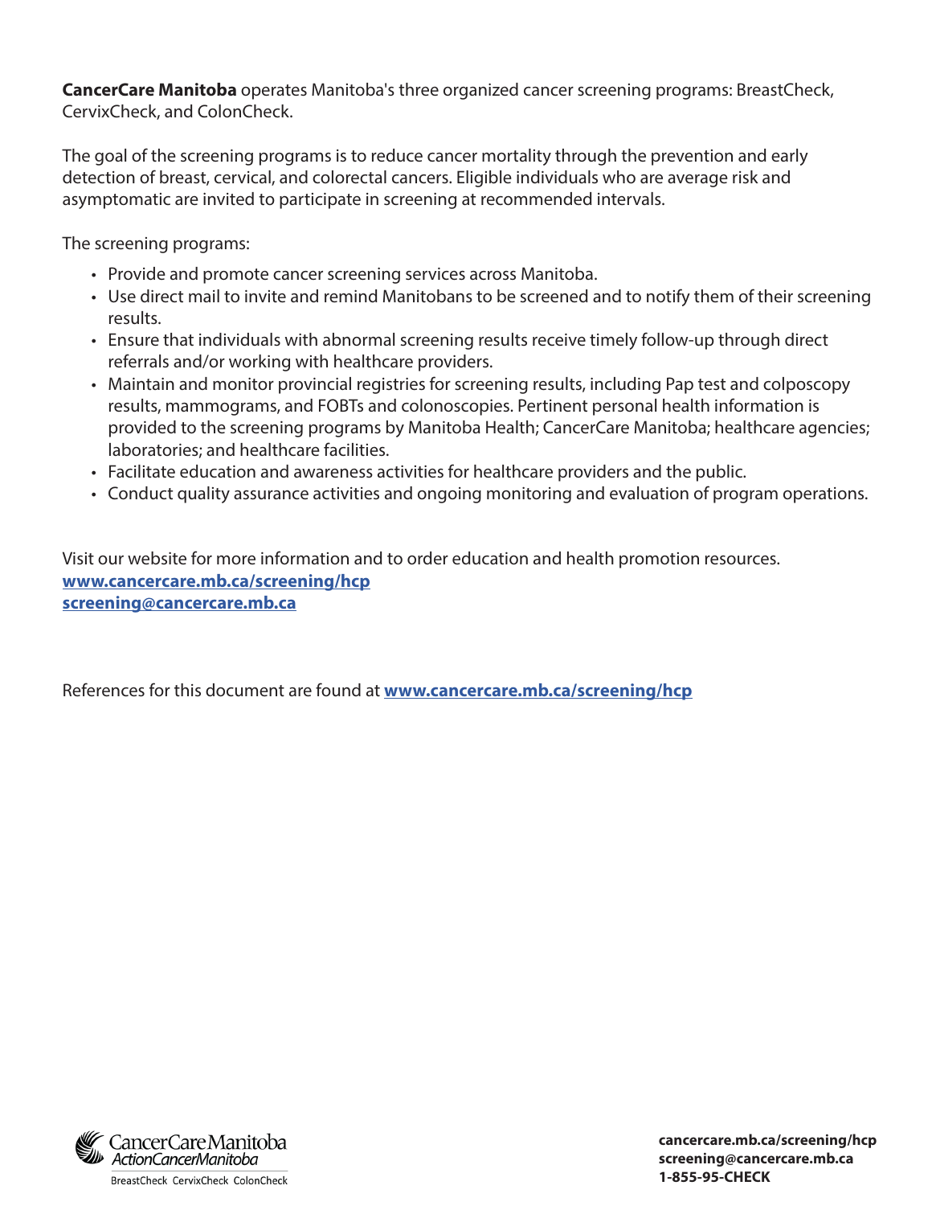**CancerCare Manitoba** operates Manitoba's three organized cancer screening programs: BreastCheck, CervixCheck, and ColonCheck.

The goal of the screening programs is to reduce cancer mortality through the prevention and early detection of breast, cervical, and colorectal cancers. Eligible individuals who are average risk and asymptomatic are invited to participate in screening at recommended intervals.

The screening programs:

- Provide and promote cancer screening services across Manitoba.
- Use direct mail to invite and remind Manitobans to be screened and to notify them of their screening results.
- Ensure that individuals with abnormal screening results receive timely follow-up through direct referrals and/or working with healthcare providers.
- Maintain and monitor provincial registries for screening results, including Pap test and colposcopy results, mammograms, and FOBTs and colonoscopies. Pertinent personal health information is provided to the screening programs by Manitoba Health; CancerCare Manitoba; healthcare agencies; laboratories; and healthcare facilities.
- Facilitate education and awareness activities for healthcare providers and the public.
- Conduct quality assurance activities and ongoing monitoring and evaluation of program operations.

Visit our website for more information and to order education and health promotion resources.
**[www.cancercare.mb.ca/screening/hcp](http://www.cancercare.mb.ca/screening/hcp)**
**[screening@cancercare.mb.ca](mailto:screening@cancercare.mb.ca)**

References for this document are found at **[www.cancercare.mb.ca/screening/hcp](http://www.cancercare.mb.ca/screening/hcp)**

CancerCare Manitoba
ActionCancerManitoba
BreastCheck CervixCheck ColonCheck

**cancercare.mb.ca/screening/hcp**
**screening@cancercare.mb.ca**
**1-855-95-CHECK**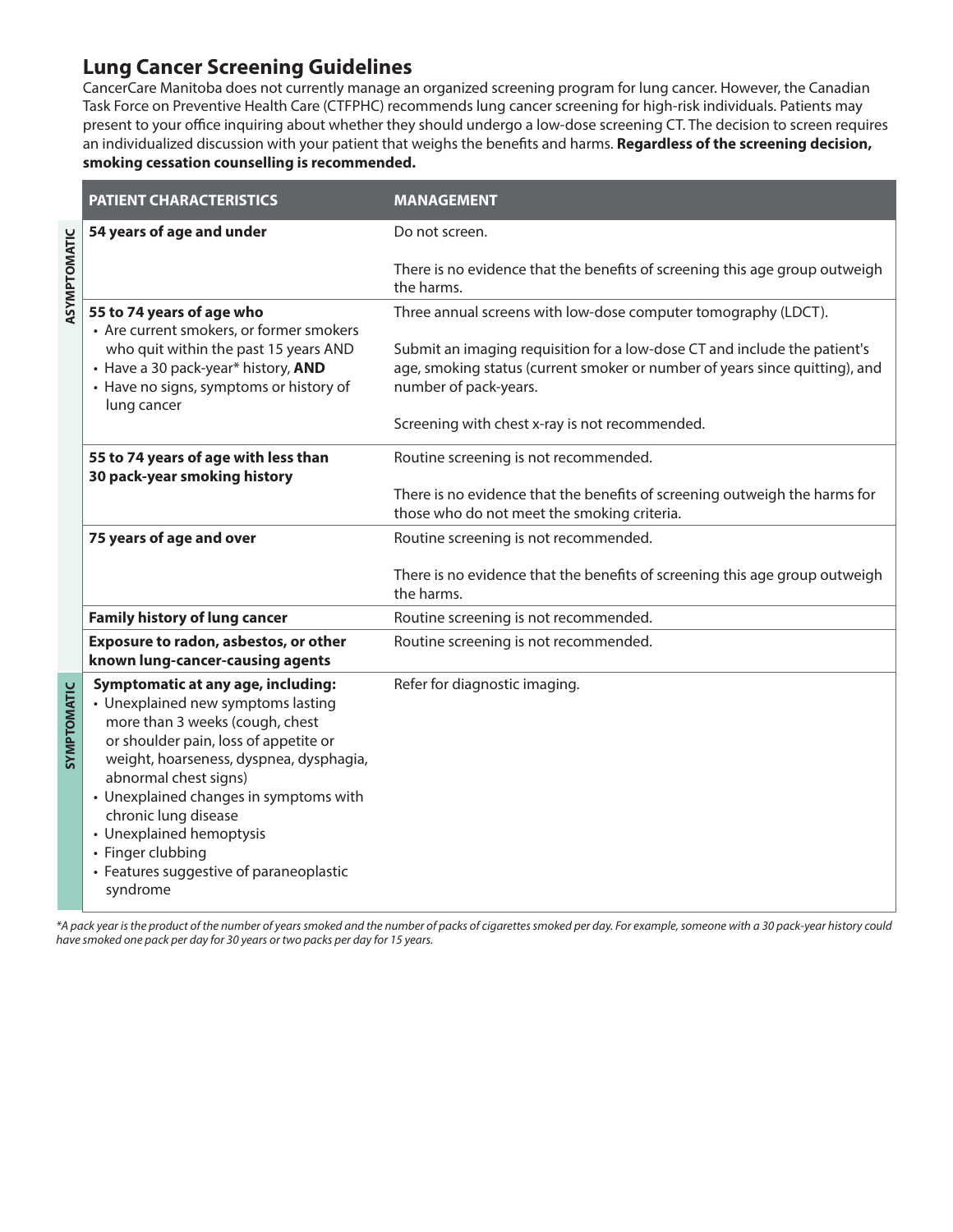## Lung Cancer Screening Guidelines

CancerCare Manitoba does not currently manage an organized screening program for lung cancer. However, the Canadian Task Force on Preventive Health Care (CTFPHC) recommends lung cancer screening for high-risk individuals. Patients may present to your office inquiring about whether they should undergo a low-dose screening CT. The decision to screen requires an individualized discussion with your patient that weighs the benefits and harms. **Regardless of the screening decision, smoking cessation counselling is recommended.**

| | PATIENT CHARACTERISTICS | MANAGEMENT |
|---|---|---|
| ASYMPTOMATIC | **54 years of age and under** | Do not screen.<br><br>There is no evidence that the benefits of screening this age group outweigh the harms. |
| | **55 to 74 years of age who**<br>• Are current smokers, or former smokers who quit within the past 15 years AND<br>• Have a 30 pack-year* history, **AND**<br>• Have no signs, symptoms or history of lung cancer | Three annual screens with low-dose computer tomography (LDCT).<br><br>Submit an imaging requisition for a low-dose CT and include the patient's age, smoking status (current smoker or number of years since quitting), and number of pack-years.<br><br>Screening with chest x-ray is not recommended. |
| | **55 to 74 years of age with less than 30 pack-year smoking history** | Routine screening is not recommended.<br><br>There is no evidence that the benefits of screening outweigh the harms for those who do not meet the smoking criteria. |
| | **75 years of age and over** | Routine screening is not recommended.<br><br>There is no evidence that the benefits of screening this age group outweigh the harms. |
| | **Family history of lung cancer** | Routine screening is not recommended. |
| | **Exposure to radon, asbestos, or other known lung-cancer-causing agents** | Routine screening is not recommended. |
| SYMPTOMATIC | **Symptomatic at any age, including:**<br>• Unexplained new symptoms lasting more than 3 weeks (cough, chest or shoulder pain, loss of appetite or weight, hoarseness, dyspnea, dysphagia, abnormal chest signs)<br>• Unexplained changes in symptoms with chronic lung disease<br>• Unexplained hemoptysis<br>• Finger clubbing<br>• Features suggestive of paraneoplastic syndrome | Refer for diagnostic imaging. |

*\*A pack year is the product of the number of years smoked and the number of packs of cigarettes smoked per day. For example, someone with a 30 pack-year history could have smoked one pack per day for 30 years or two packs per day for 15 years.*